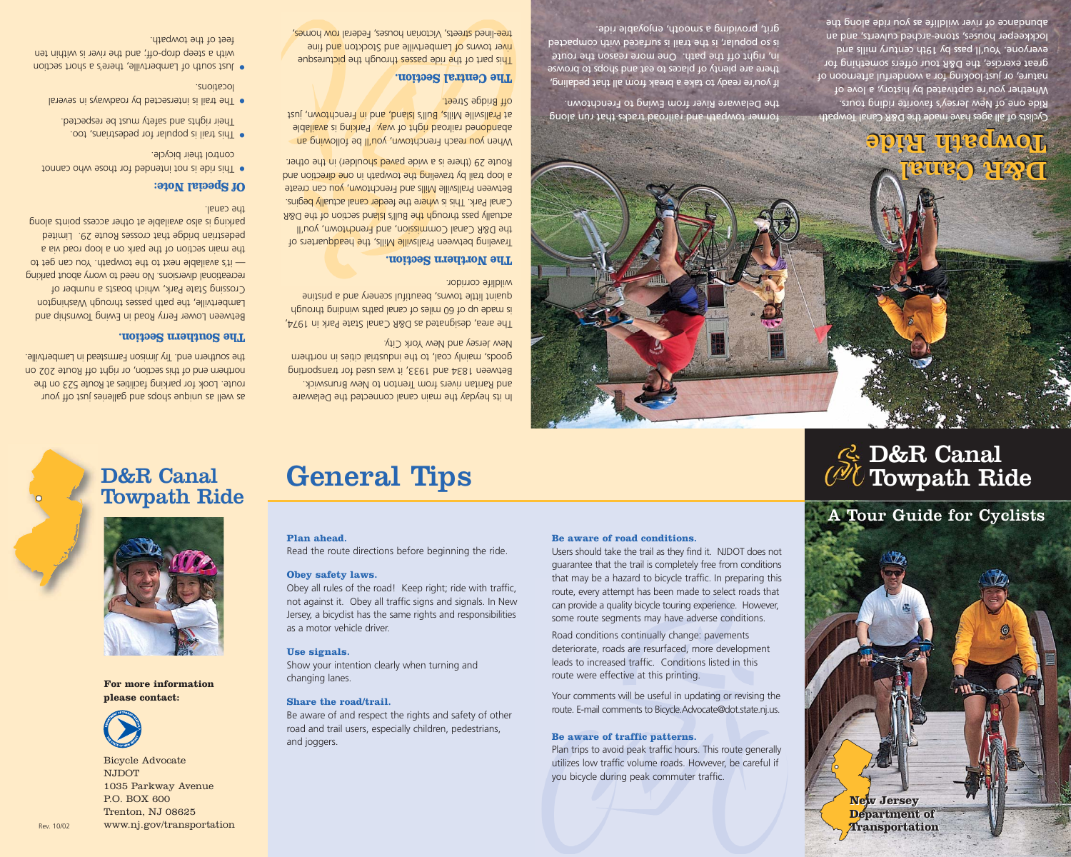# D&R Canal Towpath Ride

Cyclists of all ages have made the D&R Canal Towpath Ride one of New Jersey's favorite riding tours. Whether you're captivated by history, a love of nature, or just looking for a wonderful afternoon of great exercise, the D&R tour offers something for everyone. You'll pass by 19th century mills and lockkeeper houses, stone-arched culverts, and an abundance of river wildlife as you ride along the former towpath and railroad tracks that run along the Delaware River from Ewing to Frenchtown.

If you're ready to take a break from all that pedaling, there are plenty of places to eat and shops to browse in, right off the path. One more reason this route is so popular, is the trail is surfaced with compacted grit, providing a smooth, enjoyable ride.

In its heyday the main canal connected the Delaware and Raritan rivers from Trenton to New Brunswick. Between 1834 and 1933, it was used for transporting goods, mainly coal, to the industrial cities in northern New Jersey and New York City.

The area, designated as D&R Canal State Park in 1974, is made up of 60 miles of canal paths winding through quaint little towns, beautiful scenery and a pristine wildlife corridor.

### The Northern Section.

Traveling between Prallsville Mills, the headquarters of the D&R Canal Commission, and Frenchtown, you'll actually pass through the Bull's Island section of the D&R Canal Park. This is where the feeder canal actually begins. Between Prallsville Mills and Frenchtown, you can create a loop trail by traveling the towpath in one direction and Route 29 (there is a wide paved shoulder) in the other.

When you reach Frenchtown, you'll be following an abandoned railroad right of way. Parking is available at Prallsville Mills, Bull's Island, and in Frenchtown, just off Bridge Street.

### The Central Section.

This part of the ride passes through the picturesque river towns of Lambertville and Stockton and fine tree-lined streets, Victorian houses, Federal row homes, as well as unique shops and galleries just off your route. Look for parking facilities at Route 523 on the northern end of this section, or right off Route 202 on the southern end. Try Jimison Farmstead in Lambertville.

### The Southern Section.

Between Lower Ferry Road in Ewing Township and Lambertville, the path passes through Washington Crossing State Park, which boasts a number of recreational diversions. No need to worry about parking — it's available next to the towpath. You can get to the main section of the park on a loop road via a pedestrian bridge that crosses Route 29. Limited parking is also available at other access points along the canal.

### Of Special Note:

- This ride is not intended for those who cannot control their bicycle.
- This trail is popular for pedestrians, too. Their rights and safety must be respected.
- The trail is intersected by roadways in several locations.
- Just south of Lambertville, there's a short section with a steep drop-off, and the river is within ten feet of the towpath.

# D&R Canal Towpath Ride

**For more information please contact:**

Bicycle Advocate
NJDOT
1035 Parkway Avenue
P.O. BOX 600
Trenton, NJ 08625
www.nj.gov/transportation

Rev. 10/02

# General Tips

**Plan ahead.**
Read the route directions before beginning the ride.

**Obey safety laws.**
Obey all rules of the road! Keep right; ride with traffic, not against it. Obey all traffic signs and signals. In New Jersey, a bicyclist has the same rights and responsibilities as a motor vehicle driver.

**Use signals.**
Show your intention clearly when turning and changing lanes.

**Share the road/trail.**
Be aware of and respect the rights and safety of other road and trail users, especially children, pedestrians, and joggers.

**Be aware of road conditions.**
Users should take the trail as they find it. NJDOT does not guarantee that the trail is completely free from conditions that may be a hazard to bicycle traffic. In preparing this route, every attempt has been made to select roads that can provide a quality bicycle touring experience. However, some route segments may have adverse conditions.

Road conditions continually change: pavements deteriorate, roads are resurfaced, more development leads to increased traffic. Conditions listed in this route were effective at this printing.

Your comments will be useful in updating or revising the route. E-mail comments to Bicycle.Advocate@dot.state.nj.us.

**Be aware of traffic patterns.**
Plan trips to avoid peak traffic hours. This route generally utilizes low traffic volume roads. However, be careful if you bicycle during peak commuter traffic.

# D&R Canal Towpath Ride

## A Tour Guide for Cyclists

New Jersey Department of Transportation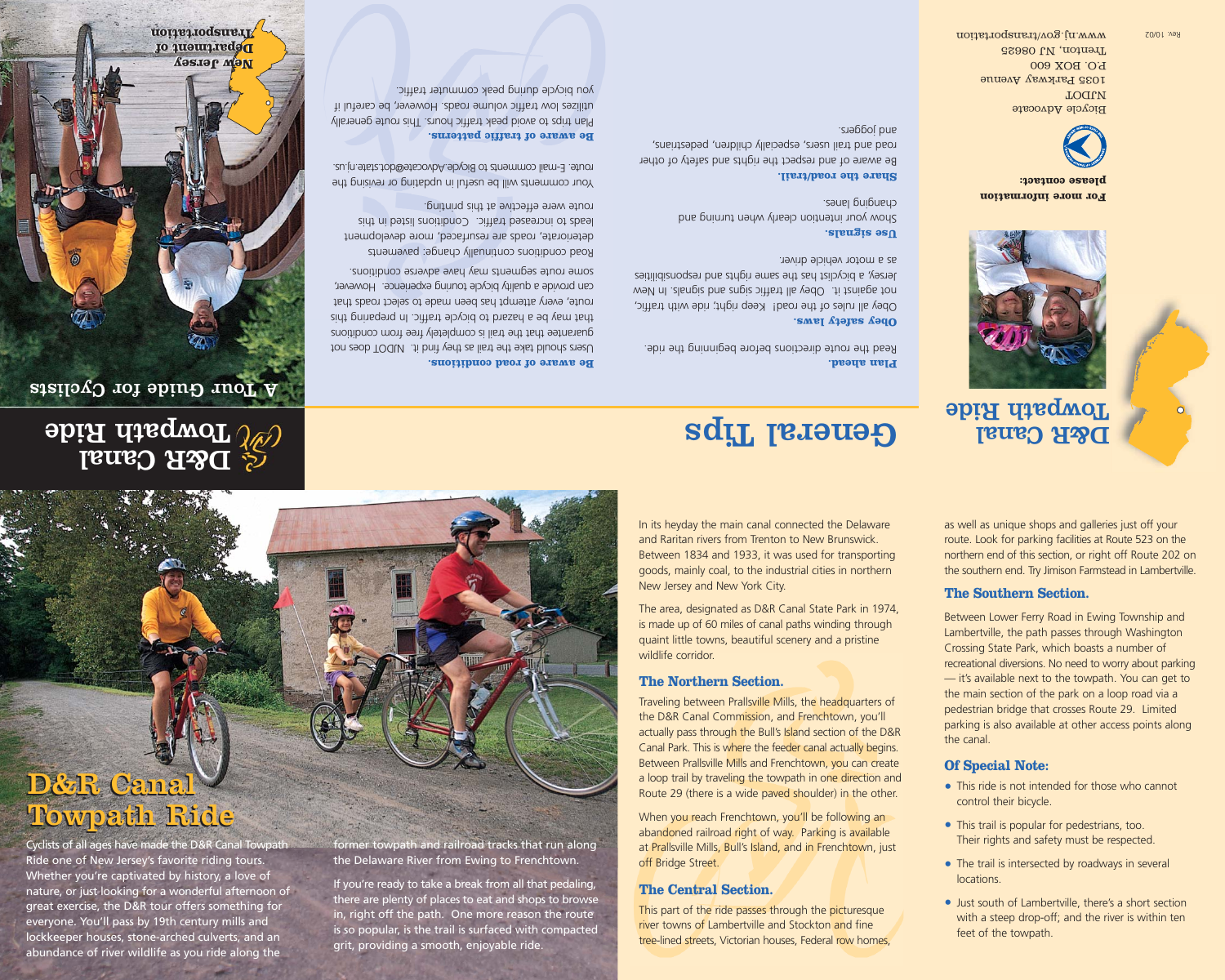# D&R Canal Towpath Ride

## A Tour Guide for Cyclists

New Jersey Department of Transportation

# General Tips

**Plan ahead.**

Read the route directions before beginning the ride.

**Obey safety laws.**

Obey all rules of the road! Keep right; ride with traffic, not against it. Obey all traffic signs and signals. In New Jersey, a bicyclist has the same rights and responsibilities as a motor vehicle driver.

**Use signals.**

Show your intention clearly when turning and changing lanes.

**Share the road/trail.**

Be aware of and respect the rights and safety of other road and trail users, especially children, pedestrians, and joggers.

**Be aware of road conditions.**

Users should take the trail as they find it. NJDOT does not guarantee that the trail is completely free from conditions that may be a hazard to bicycle traffic. In preparing this route, every attempt has been made to select roads that can provide a quality bicycle touring experience. However, some route segments may have adverse conditions.

Road conditions continually change; pavements deteriorate, roads are resurfaced, more development leads to increased traffic. Conditions listed in this route were effective at this printing.

Your comments will be useful in updating or revising the route. E-mail comments to Bicycle.Advocate@dot.state.nj.us.

**Be aware of traffic patterns.**

Plan trips to avoid peak traffic hours. This route generally utilizes low traffic volume roads. However, be careful if you bicycle during peak commuter traffic.

# D&R Canal Towpath Ride

**For more information please contact:**

Bicycle Advocate
NJDOT
1035 Parkway Avenue
P.O. BOX 600
Trenton, NJ 08625
www.nj.gov/transportation

Rev. 10/02

# D&R Canal Towpath Ride

Cyclists of all ages have made the D&R Canal Towpath Ride one of New Jersey's favorite riding tours. Whether you're captivated by history, a love of nature, or just looking for a wonderful afternoon of great exercise, the D&R tour offers something for everyone. You'll pass by 19th century mills and lockkeeper houses, stone-arched culverts, and an abundance of river wildlife as you ride along the former towpath and railroad tracks that run along the Delaware River from Ewing to Frenchtown.

If you're ready to take a break from all that pedaling, there are plenty of places to eat and shops to browse in, right off the path. One more reason the route is so popular, is the trail is surfaced with compacted grit, providing a smooth, enjoyable ride.

In its heyday the main canal connected the Delaware and Raritan rivers from Trenton to New Brunswick. Between 1834 and 1933, it was used for transporting goods, mainly coal, to the industrial cities in northern New Jersey and New York City.

The area, designated as D&R Canal State Park in 1974, is made up of 60 miles of canal paths winding through quaint little towns, beautiful scenery and a pristine wildlife corridor.

### The Northern Section.

Traveling between Prallsville Mills, the headquarters of the D&R Canal Commission, and Frenchtown, you'll actually pass through the Bull's Island section of the D&R Canal Park. This is where the feeder canal actually begins. Between Prallsville Mills and Frenchtown, you can create a loop trail by traveling the towpath in one direction and Route 29 (there is a wide paved shoulder) in the other.

When you reach Frenchtown, you'll be following an abandoned railroad right of way. Parking is available at Prallsville Mills, Bull's Island, and in Frenchtown, just off Bridge Street.

### The Central Section.

This part of the ride passes through the picturesque river towns of Lambertville and Stockton and fine tree-lined streets, Victorian houses, Federal row homes, as well as unique shops and galleries just off your route. Look for parking facilities at Route 523 on the northern end of this section, or right off Route 202 on the southern end. Try Jimison Farmstead in Lambertville.

### The Southern Section.

Between Lower Ferry Road in Ewing Township and Lambertville, the path passes through Washington Crossing State Park, which boasts a number of recreational diversions. No need to worry about parking — it's available next to the towpath. You can get to the main section of the park on a loop road via a pedestrian bridge that crosses Route 29. Limited parking is also available at other access points along the canal.

### Of Special Note:

- This ride is not intended for those who cannot control their bicycle.
- This trail is popular for pedestrians, too. Their rights and safety must be respected.
- The trail is intersected by roadways in several locations.
- Just south of Lambertville, there's a short section with a steep drop-off; and the river is within ten feet of the towpath.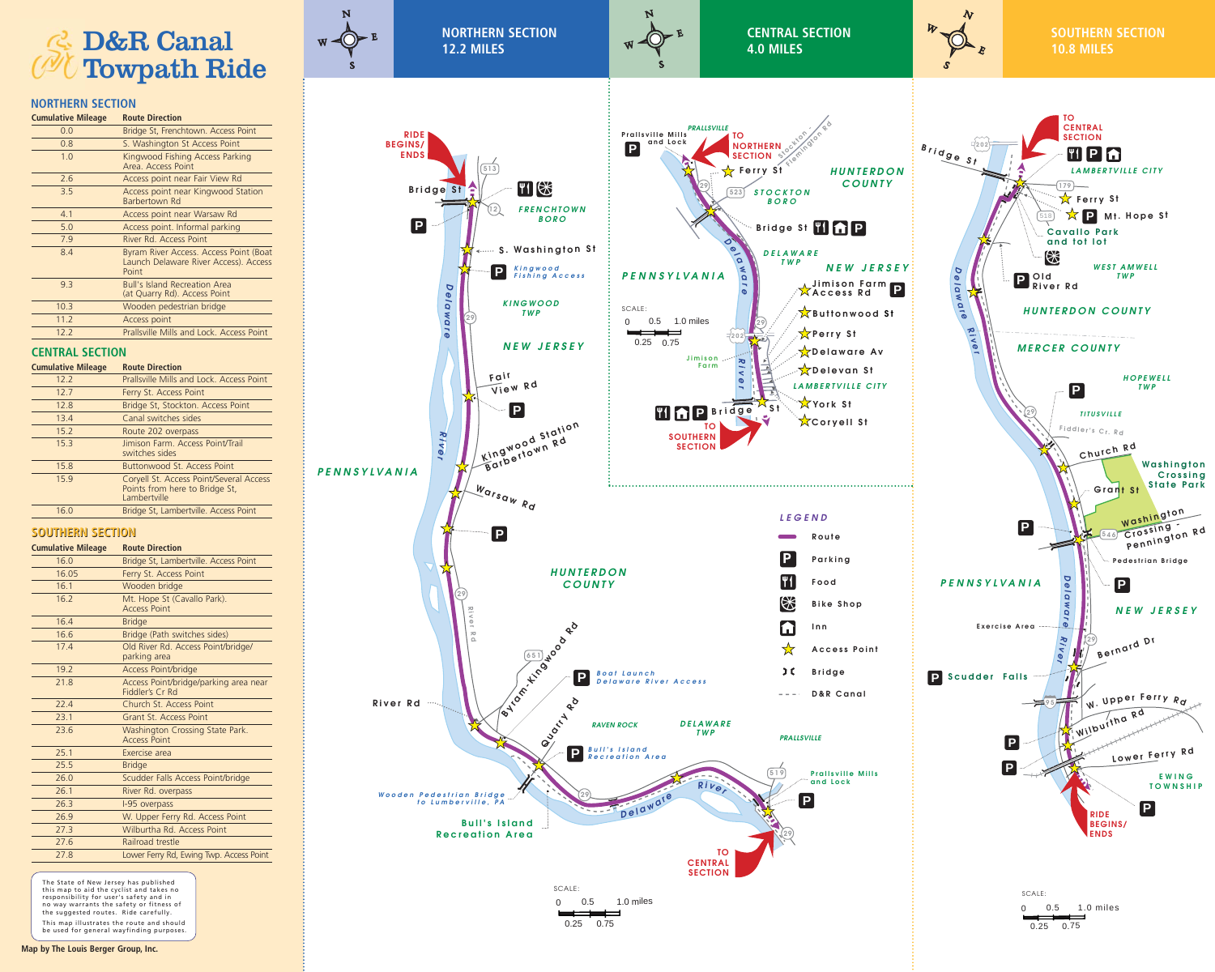# D&R Canal Towpath Ride

## NORTHERN SECTION

| Cumulative Mileage | Route Direction |
|---|---|
| 0.0 | Bridge St, Frenchtown. Access Point |
| 0.8 | S. Washington St. Access Point |
| 1.0 | Kingwood Fishing Access Parking Area. Access Point |
| 2.6 | Access point near Fair View Rd |
| 3.5 | Access point near Kingwood Station Barbertown Rd |
| 4.1 | Access point near Warsaw Rd |
| 5.0 | Access point. Informal parking |
| 7.9 | River Rd. Access Point |
| 8.4 | Byram River Access. Access Point (Boat Launch Delaware River Access). Access Point |
| 9.3 | Bull's Island Recreation Area (at Quarry Rd). Access Point |
| 10.3 | Wooden pedestrian bridge |
| 11.2 | Access point |
| 12.2 | Prallsville Mills and Lock. Access Point |

## CENTRAL SECTION

| Cumulative Mileage | Route Direction |
|---|---|
| 12.2 | Prallsville Mills and Lock. Access Point |
| 12.7 | Ferry St. Access Point |
| 12.8 | Bridge St, Stockton. Access Point |
| 13.4 | Canal switches sides |
| 15.2 | Route 202 overpass |
| 15.3 | Jimison Farm. Access Point/Trail switches sides |
| 15.8 | Buttonwood St. Access Point |
| 15.9 | Coryell St. Access Point/Several Access Points from here to Bridge St, Lambertville |
| 16.0 | Bridge St, Lambertville. Access Point |

## SOUTHERN SECTION

| Cumulative Mileage | Route Direction |
|---|---|
| 16.0 | Bridge St, Lambertville. Access Point |
| 16.05 | Ferry St. Access Point |
| 16.1 | Wooden bridge |
| 16.2 | Mt. Hope St (Cavallo Park). Access Point |
| 16.4 | Bridge |
| 16.6 | Bridge (Path switches sides) |
| 17.4 | Old River Rd. Access Point/bridge/parking area |
| 19.2 | Access Point/bridge |
| 21.8 | Access Point/bridge/parking area near Fiddler's Cr Rd |
| 22.4 | Church St. Access Point |
| 23.1 | Grant St. Access Point |
| 23.6 | Washington Crossing State Park. Access Point |
| 25.1 | Exercise area |
| 25.5 | Bridge |
| 26.0 | Scudder Falls Access Point/bridge |
| 26.1 | River Rd. overpass |
| 26.3 | I-95 overpass |
| 26.9 | W. Upper Ferry Rd. Access Point |
| 27.3 | Wilburtha Rd. Access Point |
| 27.6 | Railroad trestle |
| 27.8 | Lower Ferry Rd, Ewing Twp. Access Point |

The State of New Jersey has published this map to aid the cyclist and takes no responsibility for user's safety and in no way warrants the safety or fitness of the suggested routes. Ride carefully.

This map illustrates the route and should be used for general wayfinding purposes.

Map by The Louis Berger Group, Inc.

NORTHERN SECTION 12.2 MILES

CENTRAL SECTION 4.0 MILES

SOUTHERN SECTION 10.8 MILES

LEGEND
Route
Parking
Food
Bike Shop
Inn
Access Point
Bridge
D&R Canal

SCALE: 0 0.25 0.5 0.75 1.0 miles